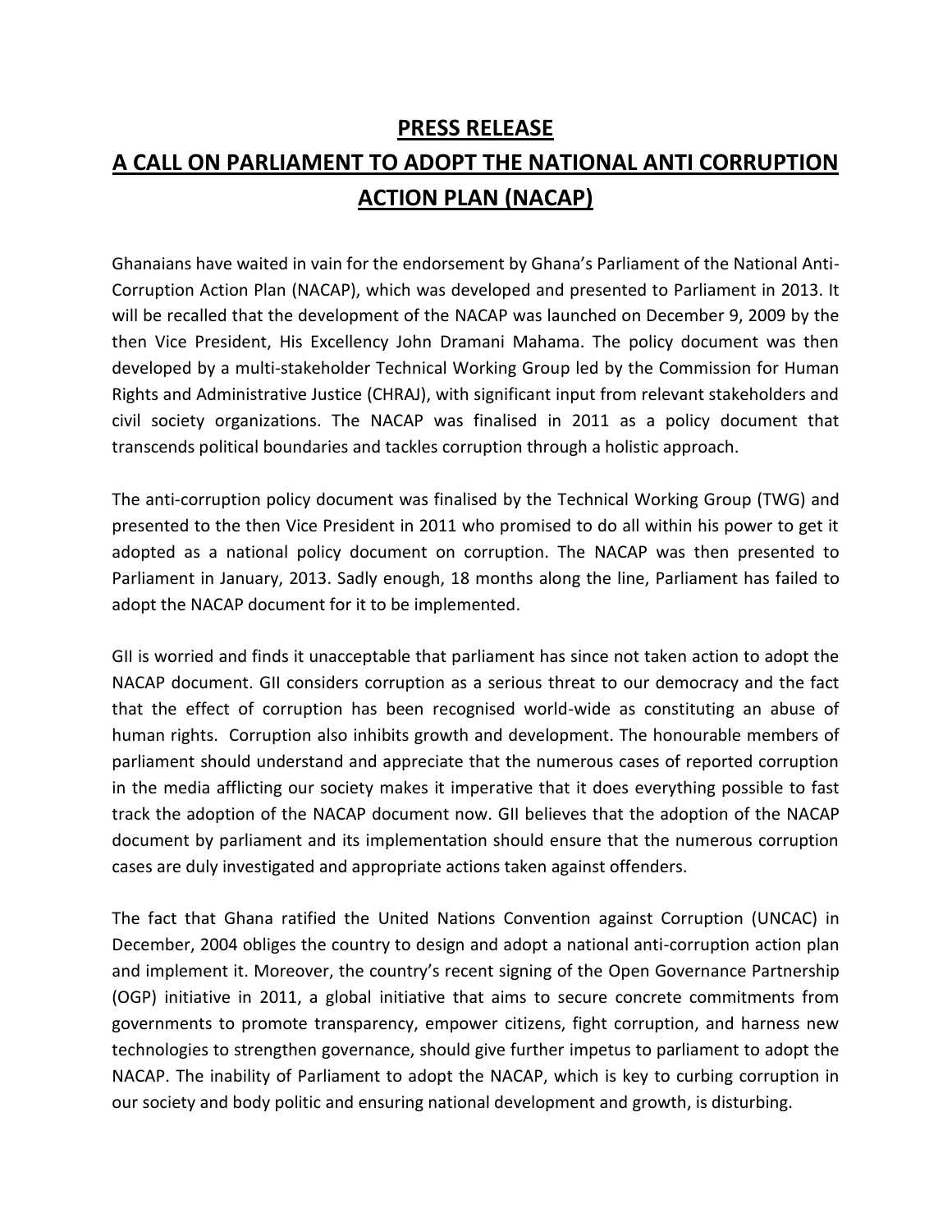# PRESS RELEASE

# A CALL ON PARLIAMENT TO ADOPT THE NATIONAL ANTI CORRUPTION ACTION PLAN (NACAP)

Ghanaians have waited in vain for the endorsement by Ghana's Parliament of the National Anti-Corruption Action Plan (NACAP), which was developed and presented to Parliament in 2013. It will be recalled that the development of the NACAP was launched on December 9, 2009 by the then Vice President, His Excellency John Dramani Mahama. The policy document was then developed by a multi-stakeholder Technical Working Group led by the Commission for Human Rights and Administrative Justice (CHRAJ), with significant input from relevant stakeholders and civil society organizations. The NACAP was finalised in 2011 as a policy document that transcends political boundaries and tackles corruption through a holistic approach.

The anti-corruption policy document was finalised by the Technical Working Group (TWG) and presented to the then Vice President in 2011 who promised to do all within his power to get it adopted as a national policy document on corruption. The NACAP was then presented to Parliament in January, 2013. Sadly enough, 18 months along the line, Parliament has failed to adopt the NACAP document for it to be implemented.

GII is worried and finds it unacceptable that parliament has since not taken action to adopt the NACAP document. GII considers corruption as a serious threat to our democracy and the fact that the effect of corruption has been recognised world-wide as constituting an abuse of human rights. Corruption also inhibits growth and development. The honourable members of parliament should understand and appreciate that the numerous cases of reported corruption in the media afflicting our society makes it imperative that it does everything possible to fast track the adoption of the NACAP document now. GII believes that the adoption of the NACAP document by parliament and its implementation should ensure that the numerous corruption cases are duly investigated and appropriate actions taken against offenders.

The fact that Ghana ratified the United Nations Convention against Corruption (UNCAC) in December, 2004 obliges the country to design and adopt a national anti-corruption action plan and implement it. Moreover, the country's recent signing of the Open Governance Partnership (OGP) initiative in 2011, a global initiative that aims to secure concrete commitments from governments to promote transparency, empower citizens, fight corruption, and harness new technologies to strengthen governance, should give further impetus to parliament to adopt the NACAP. The inability of Parliament to adopt the NACAP, which is key to curbing corruption in our society and body politic and ensuring national development and growth, is disturbing.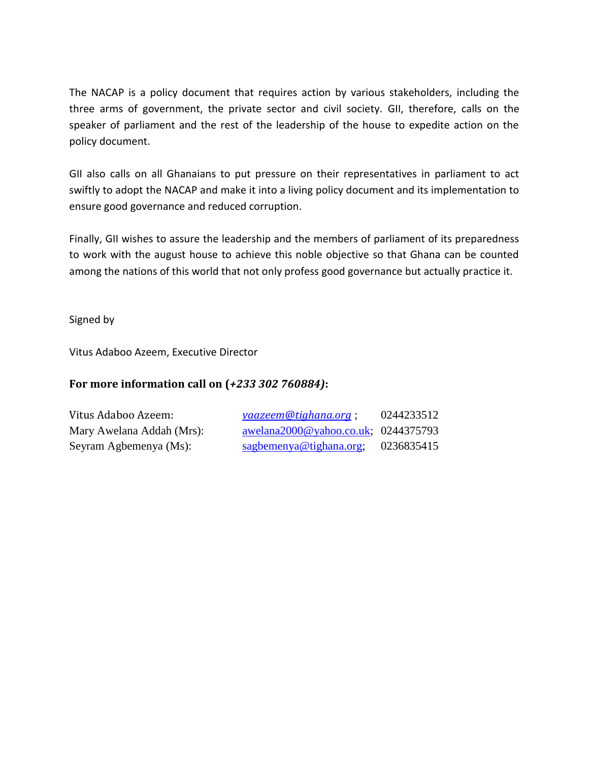The NACAP is a policy document that requires action by various stakeholders, including the three arms of government, the private sector and civil society. GII, therefore, calls on the speaker of parliament and the rest of the leadership of the house to expedite action on the policy document.

GII also calls on all Ghanaians to put pressure on their representatives in parliament to act swiftly to adopt the NACAP and make it into a living policy document and its implementation to ensure good governance and reduced corruption.

Finally, GII wishes to assure the leadership and the members of parliament of its preparedness to work with the august house to achieve this noble objective so that Ghana can be counted among the nations of this world that not only profess good governance but actually practice it.

Signed by

Vitus Adaboo Azeem, Executive Director

**For more information call on (*+233 302 760884*):**

| | | |
|---|---|---|
| Vitus Adaboo Azeem: | *vaazeem@tighana.org* ; | 0244233512 |
| Mary Awelana Addah (Mrs): | awelana2000@yahoo.co.uk; | 0244375793 |
| Seyram Agbemenya (Ms): | sagbemenya@tighana.org; | 0236835415 |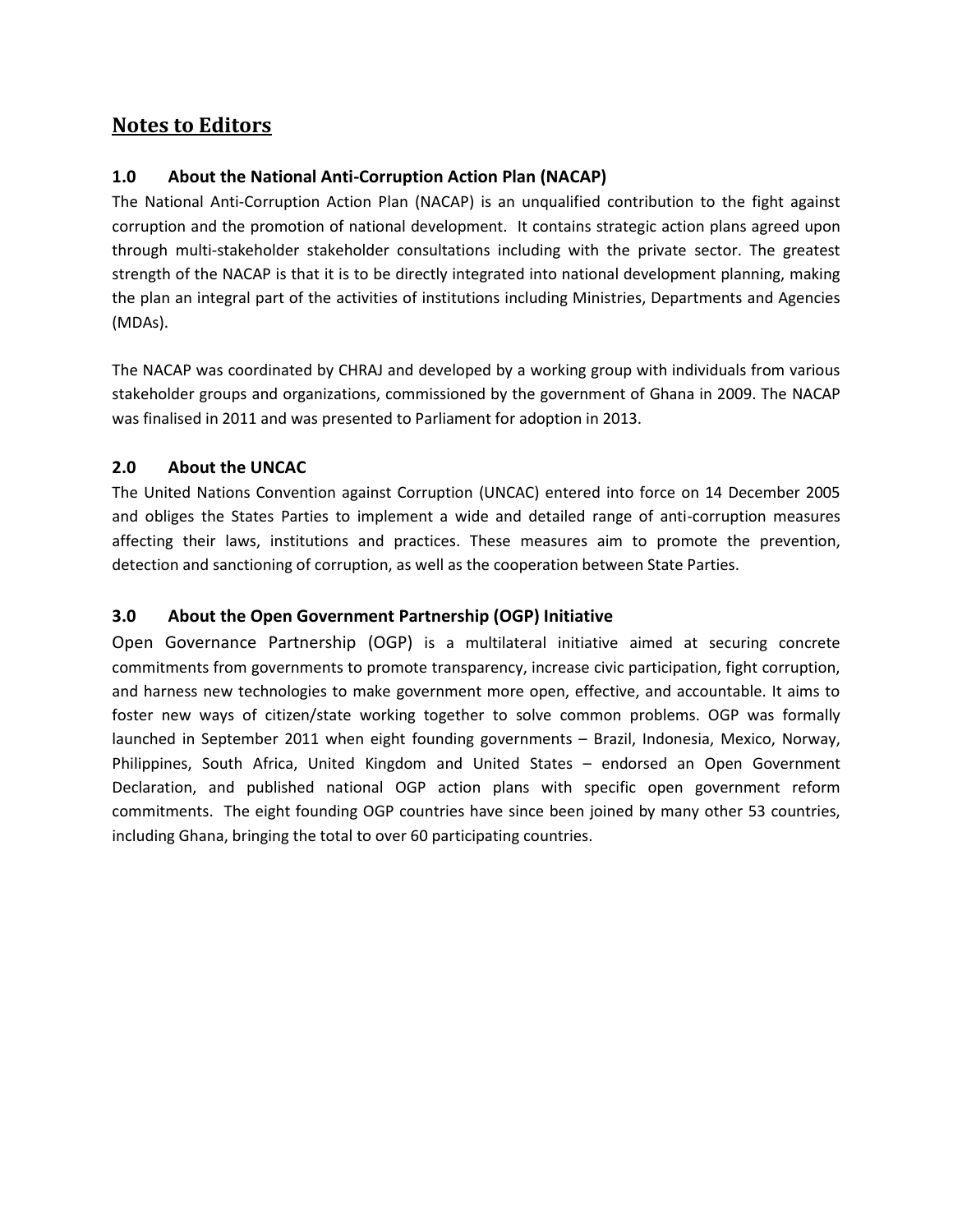# Notes to Editors

## 1.0 About the National Anti-Corruption Action Plan (NACAP)

The National Anti-Corruption Action Plan (NACAP) is an unqualified contribution to the fight against corruption and the promotion of national development. It contains strategic action plans agreed upon through multi-stakeholder stakeholder consultations including with the private sector. The greatest strength of the NACAP is that it is to be directly integrated into national development planning, making the plan an integral part of the activities of institutions including Ministries, Departments and Agencies (MDAs).

The NACAP was coordinated by CHRAJ and developed by a working group with individuals from various stakeholder groups and organizations, commissioned by the government of Ghana in 2009. The NACAP was finalised in 2011 and was presented to Parliament for adoption in 2013.

## 2.0 About the UNCAC

The United Nations Convention against Corruption (UNCAC) entered into force on 14 December 2005 and obliges the States Parties to implement a wide and detailed range of anti-corruption measures affecting their laws, institutions and practices. These measures aim to promote the prevention, detection and sanctioning of corruption, as well as the cooperation between State Parties.

## 3.0 About the Open Government Partnership (OGP) Initiative

Open Governance Partnership (OGP) is a multilateral initiative aimed at securing concrete commitments from governments to promote transparency, increase civic participation, fight corruption, and harness new technologies to make government more open, effective, and accountable. It aims to foster new ways of citizen/state working together to solve common problems. OGP was formally launched in September 2011 when eight founding governments – Brazil, Indonesia, Mexico, Norway, Philippines, South Africa, United Kingdom and United States – endorsed an Open Government Declaration, and published national OGP action plans with specific open government reform commitments. The eight founding OGP countries have since been joined by many other 53 countries, including Ghana, bringing the total to over 60 participating countries.